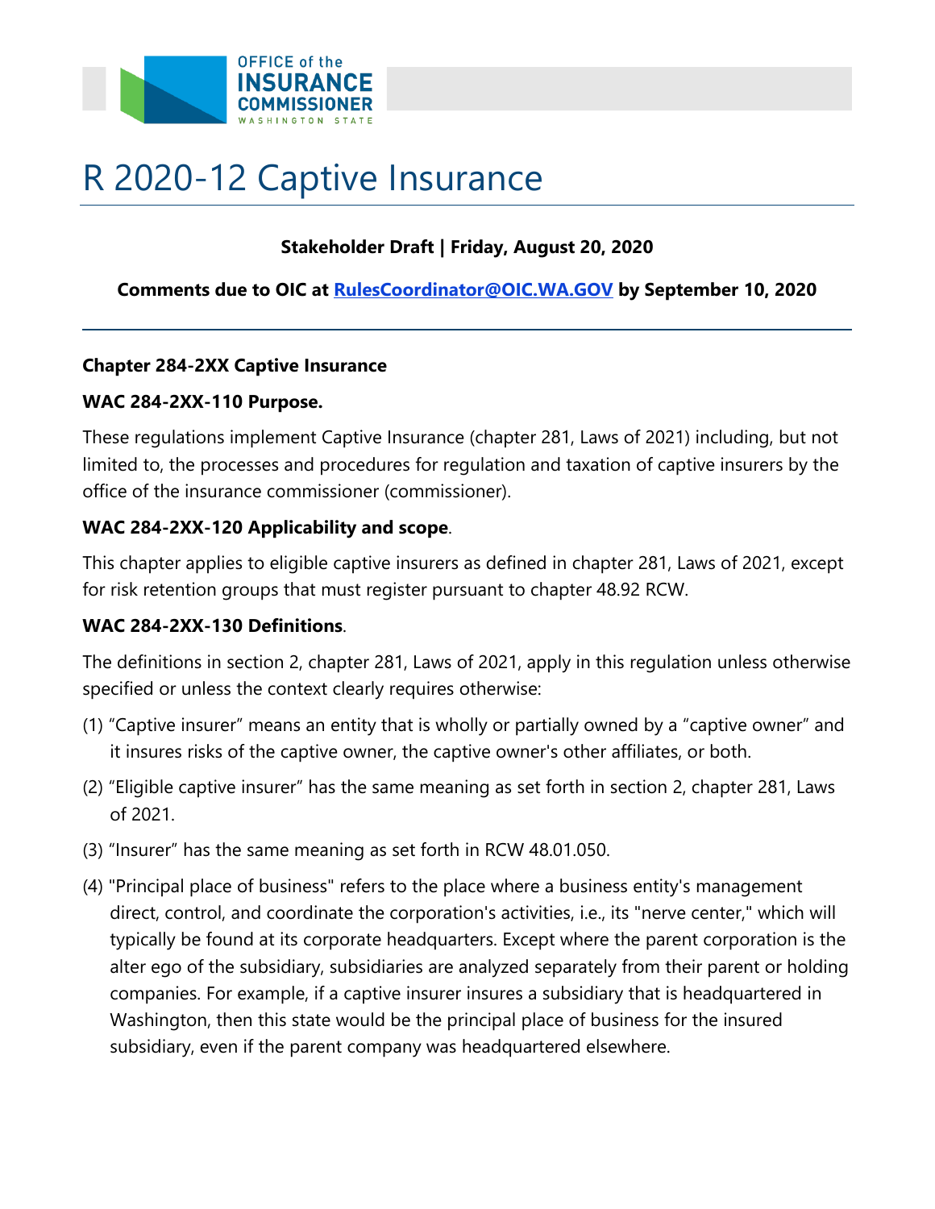# R 2020-12 Captive Insurance

**Stakeholder Draft | Friday, August 20, 2020**

**Comments due to OIC at [RulesCoordinator@OIC.WA.GOV](mailto:RulesCoordinator@OIC.WA.GOV) by September 10, 2020**

---

**Chapter 284-2XX Captive Insurance**

**WAC 284-2XX-110 Purpose.**

These regulations implement Captive Insurance (chapter 281, Laws of 2021) including, but not limited to, the processes and procedures for regulation and taxation of captive insurers by the office of the insurance commissioner (commissioner).

**WAC 284-2XX-120 Applicability and scope**.

This chapter applies to eligible captive insurers as defined in chapter 281, Laws of 2021, except for risk retention groups that must register pursuant to chapter 48.92 RCW.

**WAC 284-2XX-130 Definitions**.

The definitions in section 2, chapter 281, Laws of 2021, apply in this regulation unless otherwise specified or unless the context clearly requires otherwise:

(1) "Captive insurer" means an entity that is wholly or partially owned by a "captive owner" and it insures risks of the captive owner, the captive owner's other affiliates, or both.

(2) "Eligible captive insurer" has the same meaning as set forth in section 2, chapter 281, Laws of 2021.

(3) "Insurer" has the same meaning as set forth in RCW 48.01.050.

(4) "Principal place of business" refers to the place where a business entity's management direct, control, and coordinate the corporation's activities, i.e., its "nerve center," which will typically be found at its corporate headquarters. Except where the parent corporation is the alter ego of the subsidiary, subsidiaries are analyzed separately from their parent or holding companies. For example, if a captive insurer insures a subsidiary that is headquartered in Washington, then this state would be the principal place of business for the insured subsidiary, even if the parent company was headquartered elsewhere.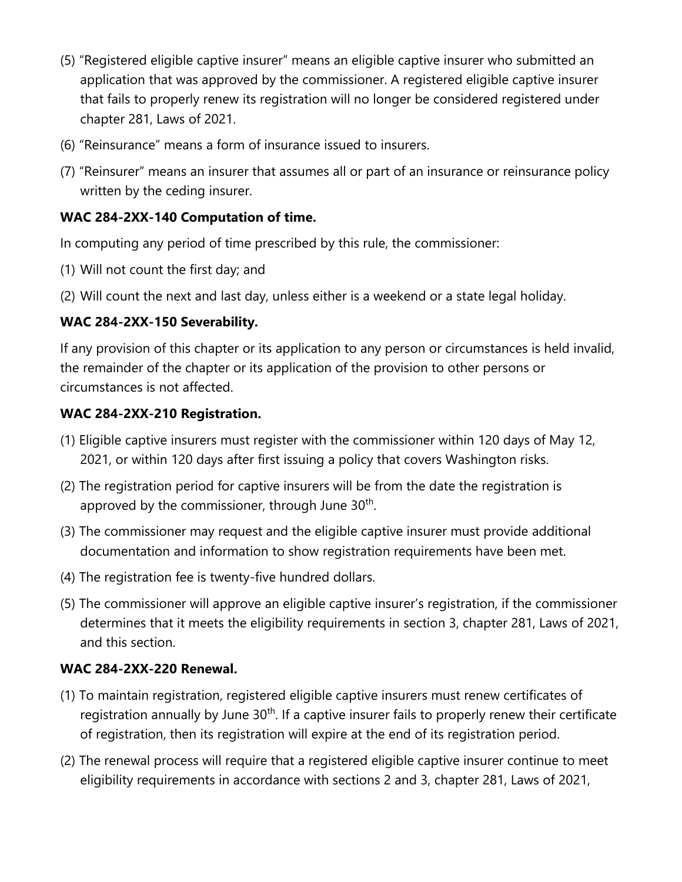(5) "Registered eligible captive insurer" means an eligible captive insurer who submitted an application that was approved by the commissioner. A registered eligible captive insurer that fails to properly renew its registration will no longer be considered registered under chapter 281, Laws of 2021.

(6) "Reinsurance" means a form of insurance issued to insurers.

(7) "Reinsurer" means an insurer that assumes all or part of an insurance or reinsurance policy written by the ceding insurer.

**WAC 284-2XX-140 Computation of time.**

In computing any period of time prescribed by this rule, the commissioner:

(1) Will not count the first day; and

(2) Will count the next and last day, unless either is a weekend or a state legal holiday.

**WAC 284-2XX-150 Severability.**

If any provision of this chapter or its application to any person or circumstances is held invalid, the remainder of the chapter or its application of the provision to other persons or circumstances is not affected.

**WAC 284-2XX-210 Registration.**

(1) Eligible captive insurers must register with the commissioner within 120 days of May 12, 2021, or within 120 days after first issuing a policy that covers Washington risks.

(2) The registration period for captive insurers will be from the date the registration is approved by the commissioner, through June 30th.

(3) The commissioner may request and the eligible captive insurer must provide additional documentation and information to show registration requirements have been met.

(4) The registration fee is twenty-five hundred dollars.

(5) The commissioner will approve an eligible captive insurer's registration, if the commissioner determines that it meets the eligibility requirements in section 3, chapter 281, Laws of 2021, and this section.

**WAC 284-2XX-220 Renewal.**

(1) To maintain registration, registered eligible captive insurers must renew certificates of registration annually by June 30th. If a captive insurer fails to properly renew their certificate of registration, then its registration will expire at the end of its registration period.

(2) The renewal process will require that a registered eligible captive insurer continue to meet eligibility requirements in accordance with sections 2 and 3, chapter 281, Laws of 2021,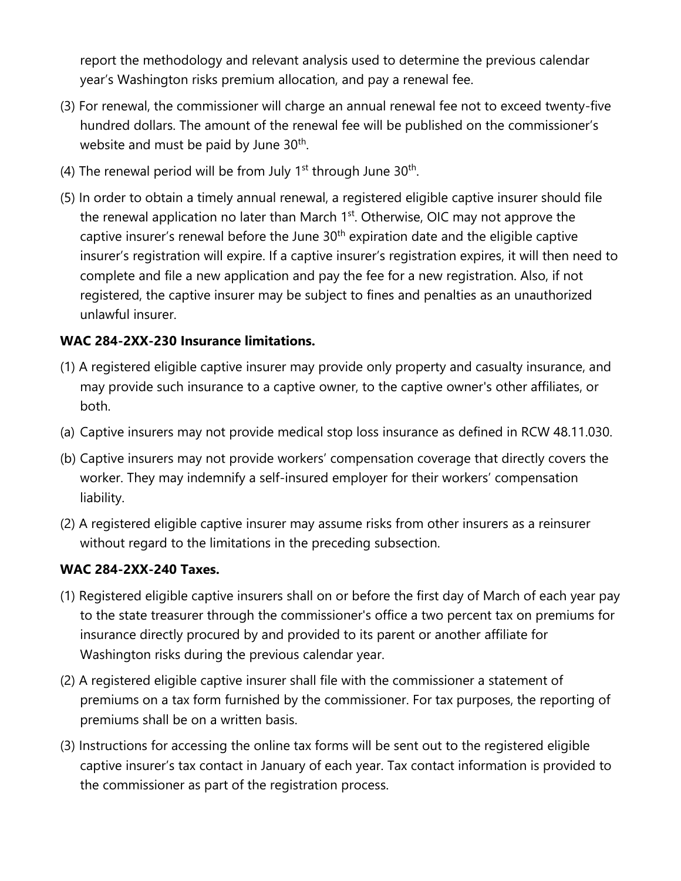report the methodology and relevant analysis used to determine the previous calendar year's Washington risks premium allocation, and pay a renewal fee.

(3) For renewal, the commissioner will charge an annual renewal fee not to exceed twenty-five hundred dollars. The amount of the renewal fee will be published on the commissioner's website and must be paid by June 30th.

(4) The renewal period will be from July 1st through June 30th.

(5) In order to obtain a timely annual renewal, a registered eligible captive insurer should file the renewal application no later than March 1st. Otherwise, OIC may not approve the captive insurer's renewal before the June 30th expiration date and the eligible captive insurer's registration will expire. If a captive insurer's registration expires, it will then need to complete and file a new application and pay the fee for a new registration. Also, if not registered, the captive insurer may be subject to fines and penalties as an unauthorized unlawful insurer.

**WAC 284-2XX-230 Insurance limitations.**

(1) A registered eligible captive insurer may provide only property and casualty insurance, and may provide such insurance to a captive owner, to the captive owner's other affiliates, or both.

(a) Captive insurers may not provide medical stop loss insurance as defined in RCW 48.11.030.

(b) Captive insurers may not provide workers' compensation coverage that directly covers the worker. They may indemnify a self-insured employer for their workers' compensation liability.

(2) A registered eligible captive insurer may assume risks from other insurers as a reinsurer without regard to the limitations in the preceding subsection.

**WAC 284-2XX-240 Taxes.**

(1) Registered eligible captive insurers shall on or before the first day of March of each year pay to the state treasurer through the commissioner's office a two percent tax on premiums for insurance directly procured by and provided to its parent or another affiliate for Washington risks during the previous calendar year.

(2) A registered eligible captive insurer shall file with the commissioner a statement of premiums on a tax form furnished by the commissioner. For tax purposes, the reporting of premiums shall be on a written basis.

(3) Instructions for accessing the online tax forms will be sent out to the registered eligible captive insurer's tax contact in January of each year. Tax contact information is provided to the commissioner as part of the registration process.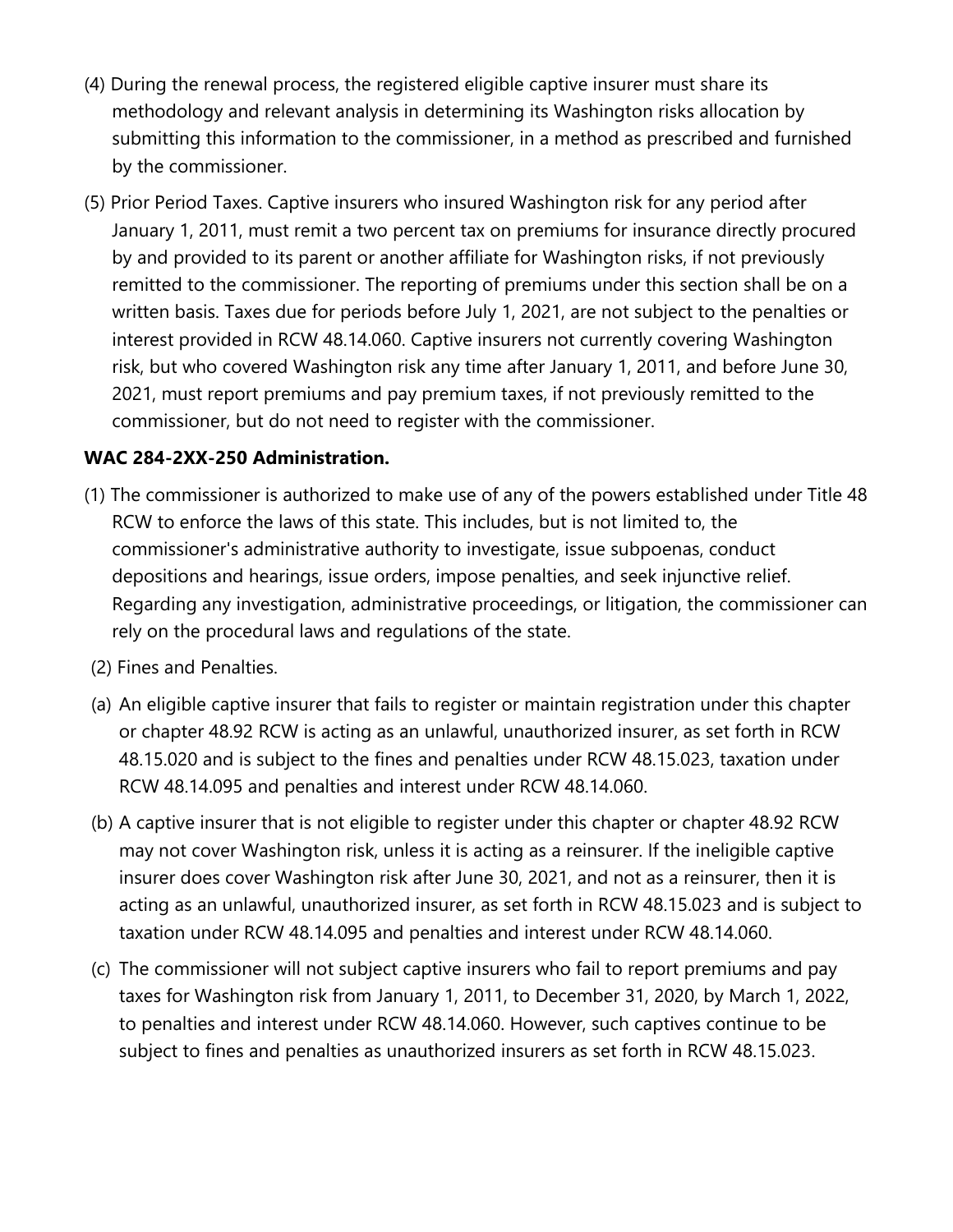(4) During the renewal process, the registered eligible captive insurer must share its methodology and relevant analysis in determining its Washington risks allocation by submitting this information to the commissioner, in a method as prescribed and furnished by the commissioner.

(5) Prior Period Taxes. Captive insurers who insured Washington risk for any period after January 1, 2011, must remit a two percent tax on premiums for insurance directly procured by and provided to its parent or another affiliate for Washington risks, if not previously remitted to the commissioner. The reporting of premiums under this section shall be on a written basis. Taxes due for periods before July 1, 2021, are not subject to the penalties or interest provided in RCW 48.14.060. Captive insurers not currently covering Washington risk, but who covered Washington risk any time after January 1, 2011, and before June 30, 2021, must report premiums and pay premium taxes, if not previously remitted to the commissioner, but do not need to register with the commissioner.

**WAC 284-2XX-250 Administration.**

(1) The commissioner is authorized to make use of any of the powers established under Title 48 RCW to enforce the laws of this state. This includes, but is not limited to, the commissioner's administrative authority to investigate, issue subpoenas, conduct depositions and hearings, issue orders, impose penalties, and seek injunctive relief. Regarding any investigation, administrative proceedings, or litigation, the commissioner can rely on the procedural laws and regulations of the state.

(2) Fines and Penalties.

(a) An eligible captive insurer that fails to register or maintain registration under this chapter or chapter 48.92 RCW is acting as an unlawful, unauthorized insurer, as set forth in RCW 48.15.020 and is subject to the fines and penalties under RCW 48.15.023, taxation under RCW 48.14.095 and penalties and interest under RCW 48.14.060.

(b) A captive insurer that is not eligible to register under this chapter or chapter 48.92 RCW may not cover Washington risk, unless it is acting as a reinsurer. If the ineligible captive insurer does cover Washington risk after June 30, 2021, and not as a reinsurer, then it is acting as an unlawful, unauthorized insurer, as set forth in RCW 48.15.023 and is subject to taxation under RCW 48.14.095 and penalties and interest under RCW 48.14.060.

(c) The commissioner will not subject captive insurers who fail to report premiums and pay taxes for Washington risk from January 1, 2011, to December 31, 2020, by March 1, 2022, to penalties and interest under RCW 48.14.060. However, such captives continue to be subject to fines and penalties as unauthorized insurers as set forth in RCW 48.15.023.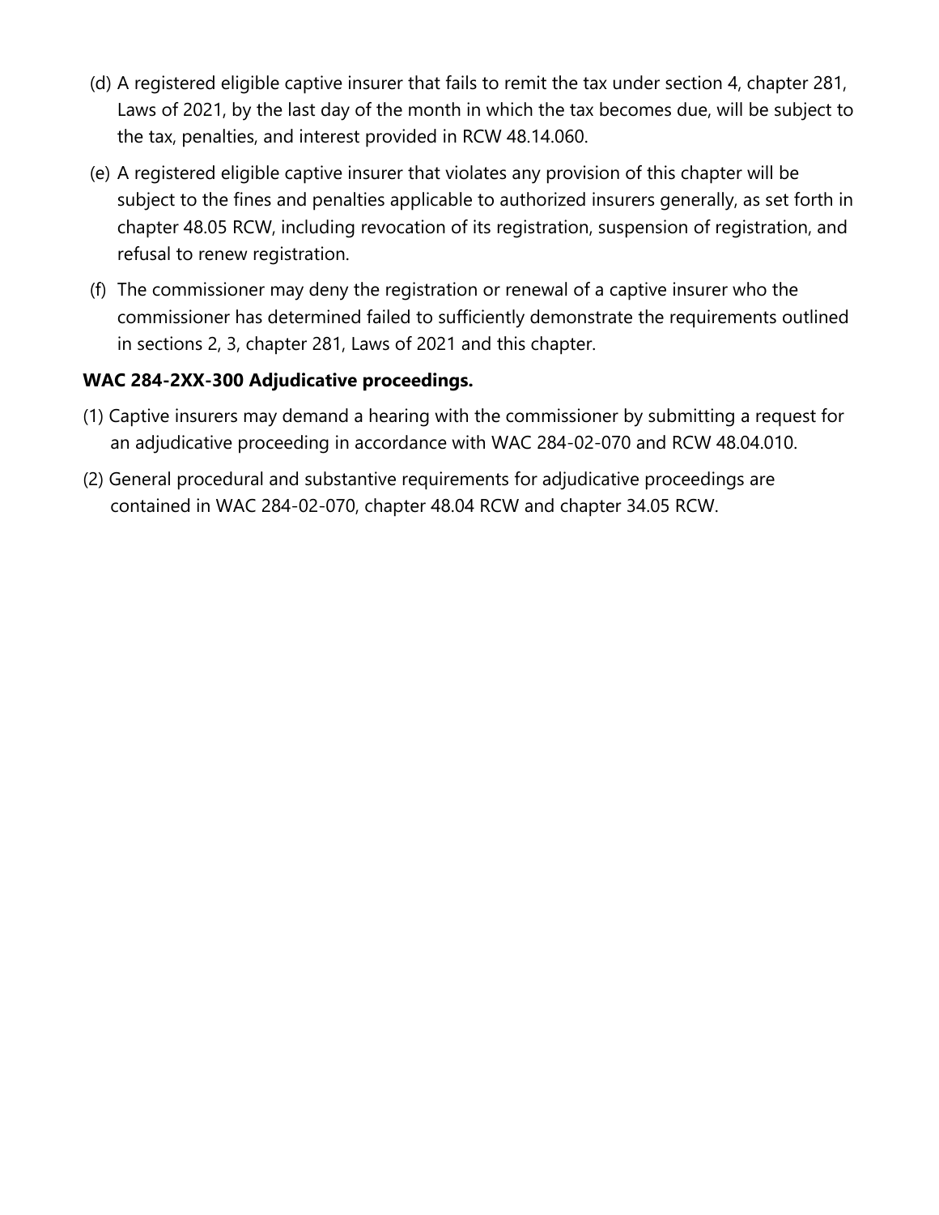(d) A registered eligible captive insurer that fails to remit the tax under section 4, chapter 281, Laws of 2021, by the last day of the month in which the tax becomes due, will be subject to the tax, penalties, and interest provided in RCW 48.14.060.

(e) A registered eligible captive insurer that violates any provision of this chapter will be subject to the fines and penalties applicable to authorized insurers generally, as set forth in chapter 48.05 RCW, including revocation of its registration, suspension of registration, and refusal to renew registration.

(f) The commissioner may deny the registration or renewal of a captive insurer who the commissioner has determined failed to sufficiently demonstrate the requirements outlined in sections 2, 3, chapter 281, Laws of 2021 and this chapter.

**WAC 284-2XX-300 Adjudicative proceedings.**

(1) Captive insurers may demand a hearing with the commissioner by submitting a request for an adjudicative proceeding in accordance with WAC 284-02-070 and RCW 48.04.010.

(2) General procedural and substantive requirements for adjudicative proceedings are contained in WAC 284-02-070, chapter 48.04 RCW and chapter 34.05 RCW.